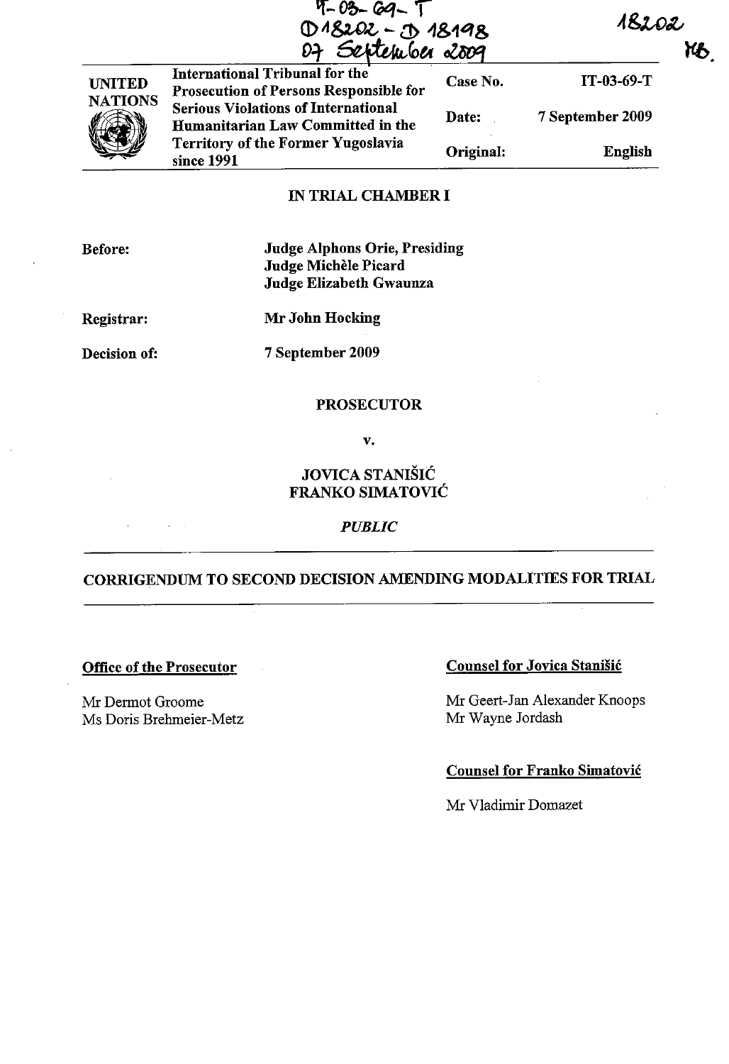IT-03-69-T
D18202 - D18198
07 September 2009

18202
MB.

| UNITED NATIONS | International Tribunal for the Prosecution of Persons Responsible for Serious Violations of International Humanitarian Law Committed in the Territory of the Former Yugoslavia since 1991 | Case No. | IT-03-69-T |
|---|---|---|---|
| | | Date: | 7 September 2009 |
| | | Original: | English |

IN TRIAL CHAMBER I

**Before:** Judge Alphons Orie, Presiding
Judge Michèle Picard
Judge Elizabeth Gwaunza

**Registrar:** Mr John Hocking

**Decision of:** 7 September 2009

**PROSECUTOR**

**v.**

**JOVICA STANIŠIĆ**
**FRANKO SIMATOVIĆ**

***PUBLIC***

---

# CORRIGENDUM TO SECOND DECISION AMENDING MODALITIES FOR TRIAL

---

**Office of the Prosecutor**

Mr Dermot Groome
Ms Doris Brehmeier-Metz

**Counsel for Jovica Stanišić**

Mr Geert-Jan Alexander Knoops
Mr Wayne Jordash

**Counsel for Franko Simatović**

Mr Vladimir Domazet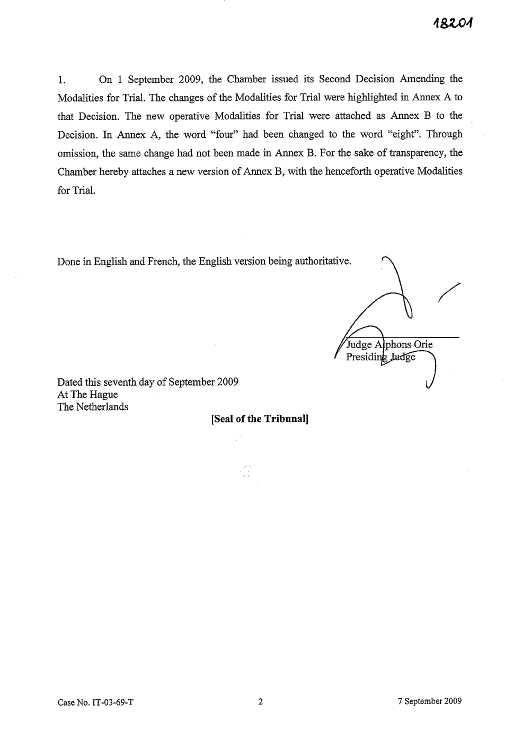1. On 1 September 2009, the Chamber issued its Second Decision Amending the Modalities for Trial. The changes of the Modalities for Trial were highlighted in Annex A to that Decision. The new operative Modalities for Trial were attached as Annex B to the Decision. In Annex A, the word "four" had been changed to the word "eight". Through omission, the same change had not been made in Annex B. For the sake of transparency, the Chamber hereby attaches a new version of Annex B, with the henceforth operative Modalities for Trial.

Done in English and French, the English version being authoritative.

Judge Alphons Orie
Presiding Judge

Dated this seventh day of September 2009
At The Hague
The Netherlands

**[Seal of the Tribunal]**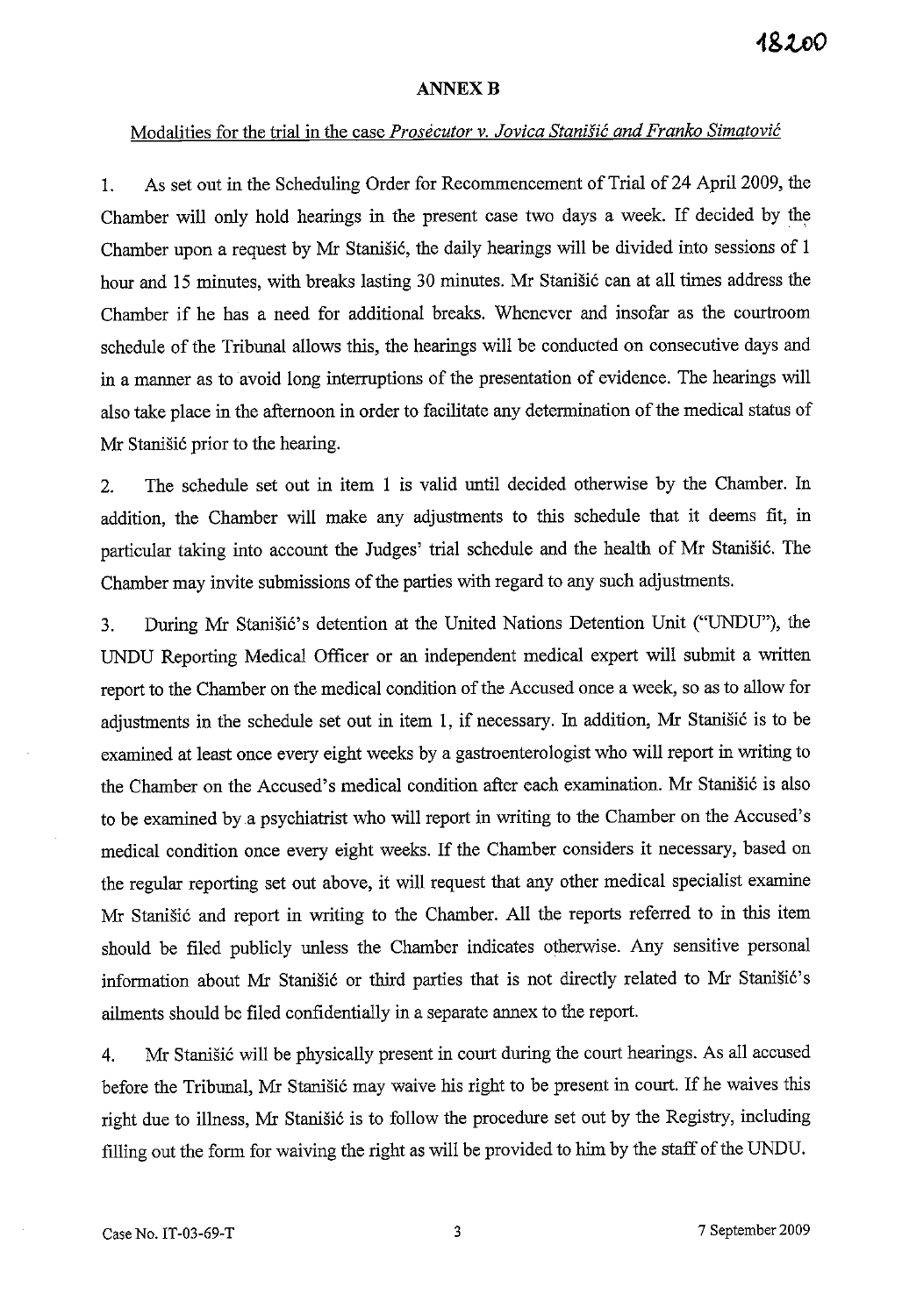## ANNEX B

Modalities for the trial in the case *Prosecutor v. Jovica Stanišić and Franko Simatović*

1. As set out in the Scheduling Order for Recommencement of Trial of 24 April 2009, the Chamber will only hold hearings in the present case two days a week. If decided by the Chamber upon a request by Mr Stanišić, the daily hearings will be divided into sessions of 1 hour and 15 minutes, with breaks lasting 30 minutes. Mr Stanišić can at all times address the Chamber if he has a need for additional breaks. Whenever and insofar as the courtroom schedule of the Tribunal allows this, the hearings will be conducted on consecutive days and in a manner as to avoid long interruptions of the presentation of evidence. The hearings will also take place in the afternoon in order to facilitate any determination of the medical status of Mr Stanišić prior to the hearing.

2. The schedule set out in item 1 is valid until decided otherwise by the Chamber. In addition, the Chamber will make any adjustments to this schedule that it deems fit, in particular taking into account the Judges' trial schedule and the health of Mr Stanišić. The Chamber may invite submissions of the parties with regard to any such adjustments.

3. During Mr Stanišić's detention at the United Nations Detention Unit ("UNDU"), the UNDU Reporting Medical Officer or an independent medical expert will submit a written report to the Chamber on the medical condition of the Accused once a week, so as to allow for adjustments in the schedule set out in item 1, if necessary. In addition, Mr Stanišić is to be examined at least once every eight weeks by a gastroenterologist who will report in writing to the Chamber on the Accused's medical condition after each examination. Mr Stanišić is also to be examined by a psychiatrist who will report in writing to the Chamber on the Accused's medical condition once every eight weeks. If the Chamber considers it necessary, based on the regular reporting set out above, it will request that any other medical specialist examine Mr Stanišić and report in writing to the Chamber. All the reports referred to in this item should be filed publicly unless the Chamber indicates otherwise. Any sensitive personal information about Mr Stanišić or third parties that is not directly related to Mr Stanišić's ailments should be filed confidentially in a separate annex to the report.

4. Mr Stanišić will be physically present in court during the court hearings. As all accused before the Tribunal, Mr Stanišić may waive his right to be present in court. If he waives this right due to illness, Mr Stanišić is to follow the procedure set out by the Registry, including filling out the form for waiving the right as will be provided to him by the staff of the UNDU.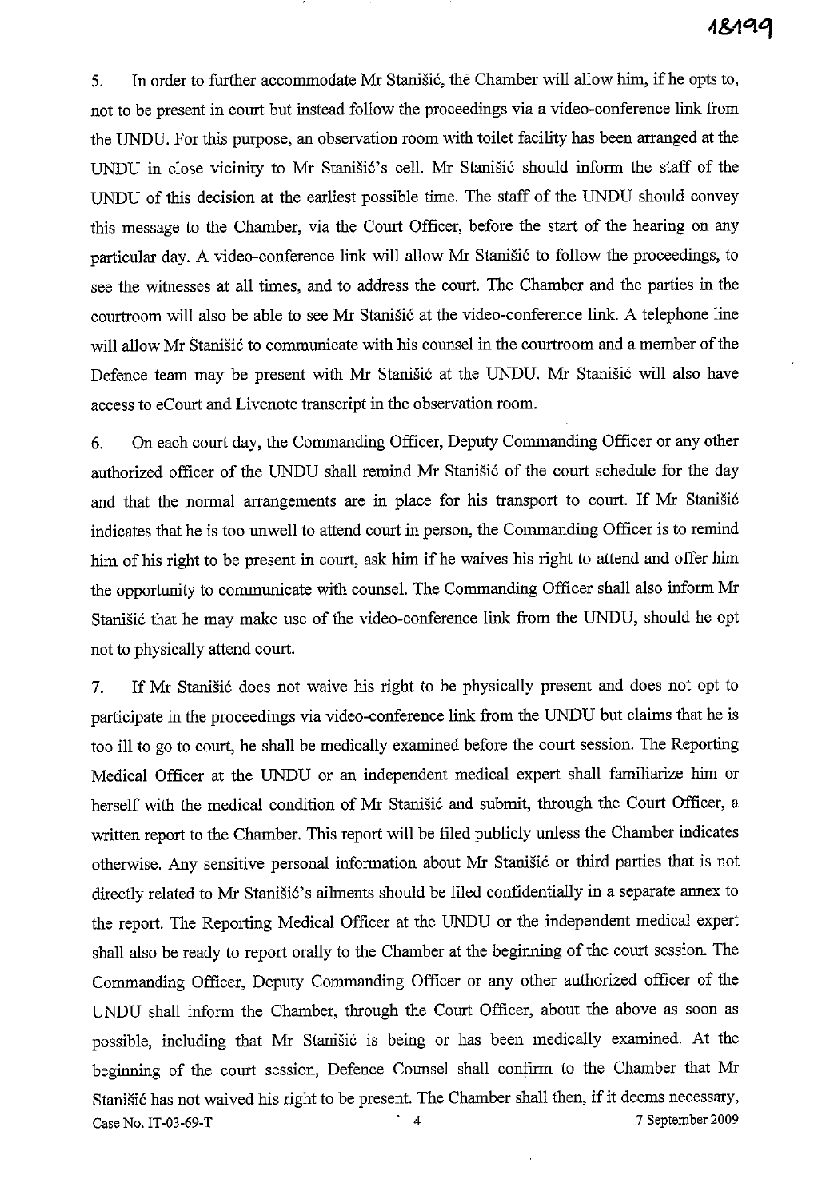5. In order to further accommodate Mr Stanišić, the Chamber will allow him, if he opts to, not to be present in court but instead follow the proceedings via a video-conference link from the UNDU. For this purpose, an observation room with toilet facility has been arranged at the UNDU in close vicinity to Mr Stanišić's cell. Mr Stanišić should inform the staff of the UNDU of this decision at the earliest possible time. The staff of the UNDU should convey this message to the Chamber, via the Court Officer, before the start of the hearing on any particular day. A video-conference link will allow Mr Stanišić to follow the proceedings, to see the witnesses at all times, and to address the court. The Chamber and the parties in the courtroom will also be able to see Mr Stanišić at the video-conference link. A telephone line will allow Mr Stanišić to communicate with his counsel in the courtroom and a member of the Defence team may be present with Mr Stanišić at the UNDU. Mr Stanišić will also have access to eCourt and Livenote transcript in the observation room.

6. On each court day, the Commanding Officer, Deputy Commanding Officer or any other authorized officer of the UNDU shall remind Mr Stanišić of the court schedule for the day and that the normal arrangements are in place for his transport to court. If Mr Stanišić indicates that he is too unwell to attend court in person, the Commanding Officer is to remind him of his right to be present in court, ask him if he waives his right to attend and offer him the opportunity to communicate with counsel. The Commanding Officer shall also inform Mr Stanišić that he may make use of the video-conference link from the UNDU, should he opt not to physically attend court.

7. If Mr Stanišić does not waive his right to be physically present and does not opt to participate in the proceedings via video-conference link from the UNDU but claims that he is too ill to go to court, he shall be medically examined before the court session. The Reporting Medical Officer at the UNDU or an independent medical expert shall familiarize him or herself with the medical condition of Mr Stanišić and submit, through the Court Officer, a written report to the Chamber. This report will be filed publicly unless the Chamber indicates otherwise. Any sensitive personal information about Mr Stanišić or third parties that is not directly related to Mr Stanišić's ailments should be filed confidentially in a separate annex to the report. The Reporting Medical Officer at the UNDU or the independent medical expert shall also be ready to report orally to the Chamber at the beginning of the court session. The Commanding Officer, Deputy Commanding Officer or any other authorized officer of the UNDU shall inform the Chamber, through the Court Officer, about the above as soon as possible, including that Mr Stanišić is being or has been medically examined. At the beginning of the court session, Defence Counsel shall confirm to the Chamber that Mr Stanišić has not waived his right to be present. The Chamber shall then, if it deems necessary,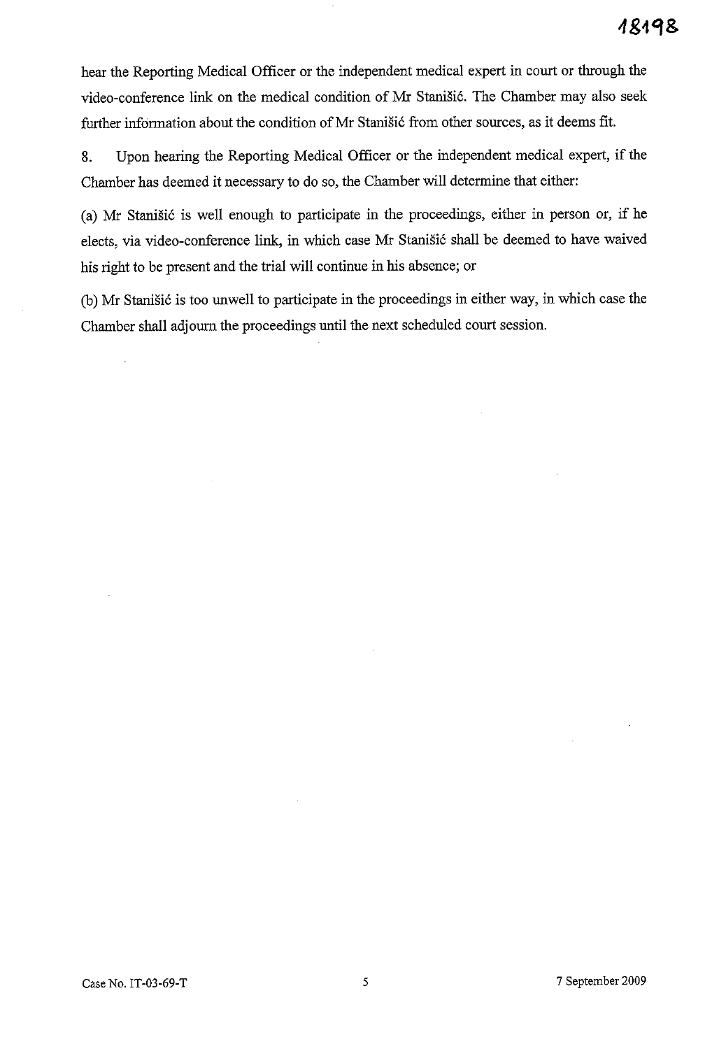hear the Reporting Medical Officer or the independent medical expert in court or through the video-conference link on the medical condition of Mr Stanišić. The Chamber may also seek further information about the condition of Mr Stanišić from other sources, as it deems fit.

8. Upon hearing the Reporting Medical Officer or the independent medical expert, if the Chamber has deemed it necessary to do so, the Chamber will determine that either:

(a) Mr Stanišić is well enough to participate in the proceedings, either in person or, if he elects, via video-conference link, in which case Mr Stanišić shall be deemed to have waived his right to be present and the trial will continue in his absence; or

(b) Mr Stanišić is too unwell to participate in the proceedings in either way, in which case the Chamber shall adjourn the proceedings until the next scheduled court session.